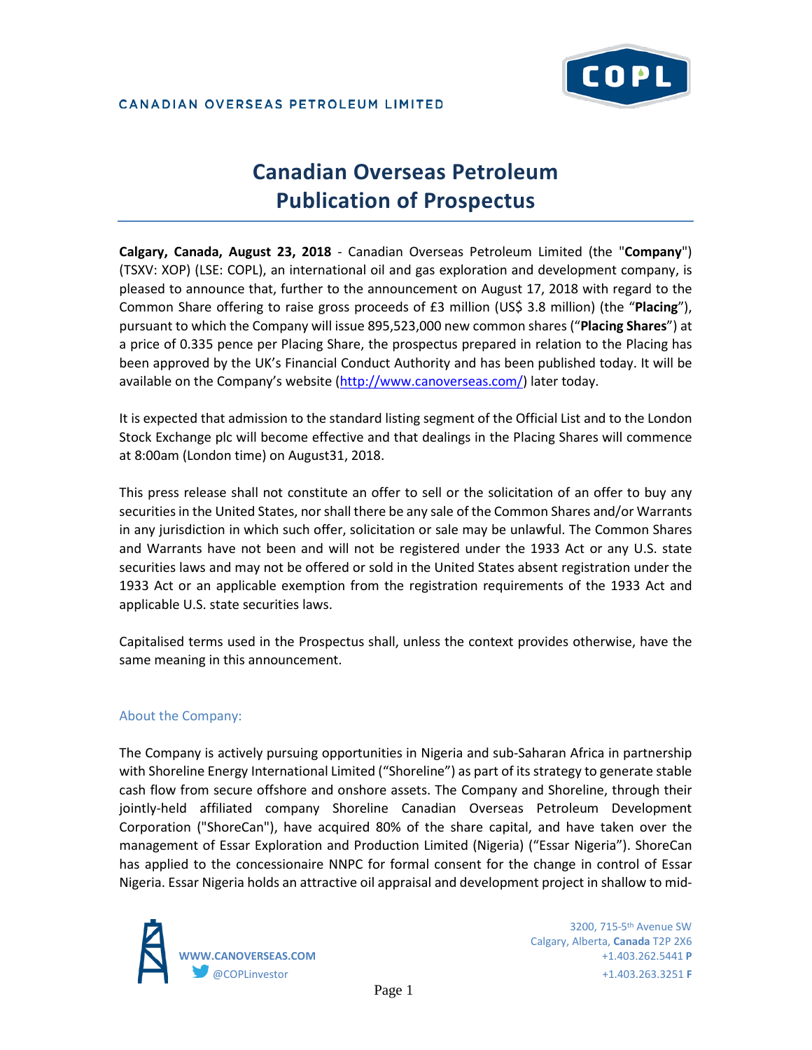CANADIAN OVERSEAS PETROLEUM LIMITED

# Canadian Overseas Petroleum Publication of Prospectus

**Calgary, Canada, August 23, 2018** - Canadian Overseas Petroleum Limited (the "**Company**") (TSXV: XOP) (LSE: COPL), an international oil and gas exploration and development company, is pleased to announce that, further to the announcement on August 17, 2018 with regard to the Common Share offering to raise gross proceeds of £3 million (US$ 3.8 million) (the "**Placing**"), pursuant to which the Company will issue 895,523,000 new common shares ("**Placing Shares**") at a price of 0.335 pence per Placing Share, the prospectus prepared in relation to the Placing has been approved by the UK's Financial Conduct Authority and has been published today. It will be available on the Company's website (http://www.canoverseas.com/) later today.

It is expected that admission to the standard listing segment of the Official List and to the London Stock Exchange plc will become effective and that dealings in the Placing Shares will commence at 8:00am (London time) on August31, 2018.

This press release shall not constitute an offer to sell or the solicitation of an offer to buy any securities in the United States, nor shall there be any sale of the Common Shares and/or Warrants in any jurisdiction in which such offer, solicitation or sale may be unlawful. The Common Shares and Warrants have not been and will not be registered under the 1933 Act or any U.S. state securities laws and may not be offered or sold in the United States absent registration under the 1933 Act or an applicable exemption from the registration requirements of the 1933 Act and applicable U.S. state securities laws.

Capitalised terms used in the Prospectus shall, unless the context provides otherwise, have the same meaning in this announcement.

## About the Company:

The Company is actively pursuing opportunities in Nigeria and sub-Saharan Africa in partnership with Shoreline Energy International Limited ("Shoreline") as part of its strategy to generate stable cash flow from secure offshore and onshore assets. The Company and Shoreline, through their jointly-held affiliated company Shoreline Canadian Overseas Petroleum Development Corporation ("ShoreCan"), have acquired 80% of the share capital, and have taken over the management of Essar Exploration and Production Limited (Nigeria) ("Essar Nigeria"). ShoreCan has applied to the concessionaire NNPC for formal consent for the change in control of Essar Nigeria. Essar Nigeria holds an attractive oil appraisal and development project in shallow to mid-

WWW.CANOVERSEAS.COM
@COPLinvestor

3200, 715-5th Avenue SW
Calgary, Alberta, **Canada** T2P 2X6
+1.403.262.5441 **P**
+1.403.263.3251 **F**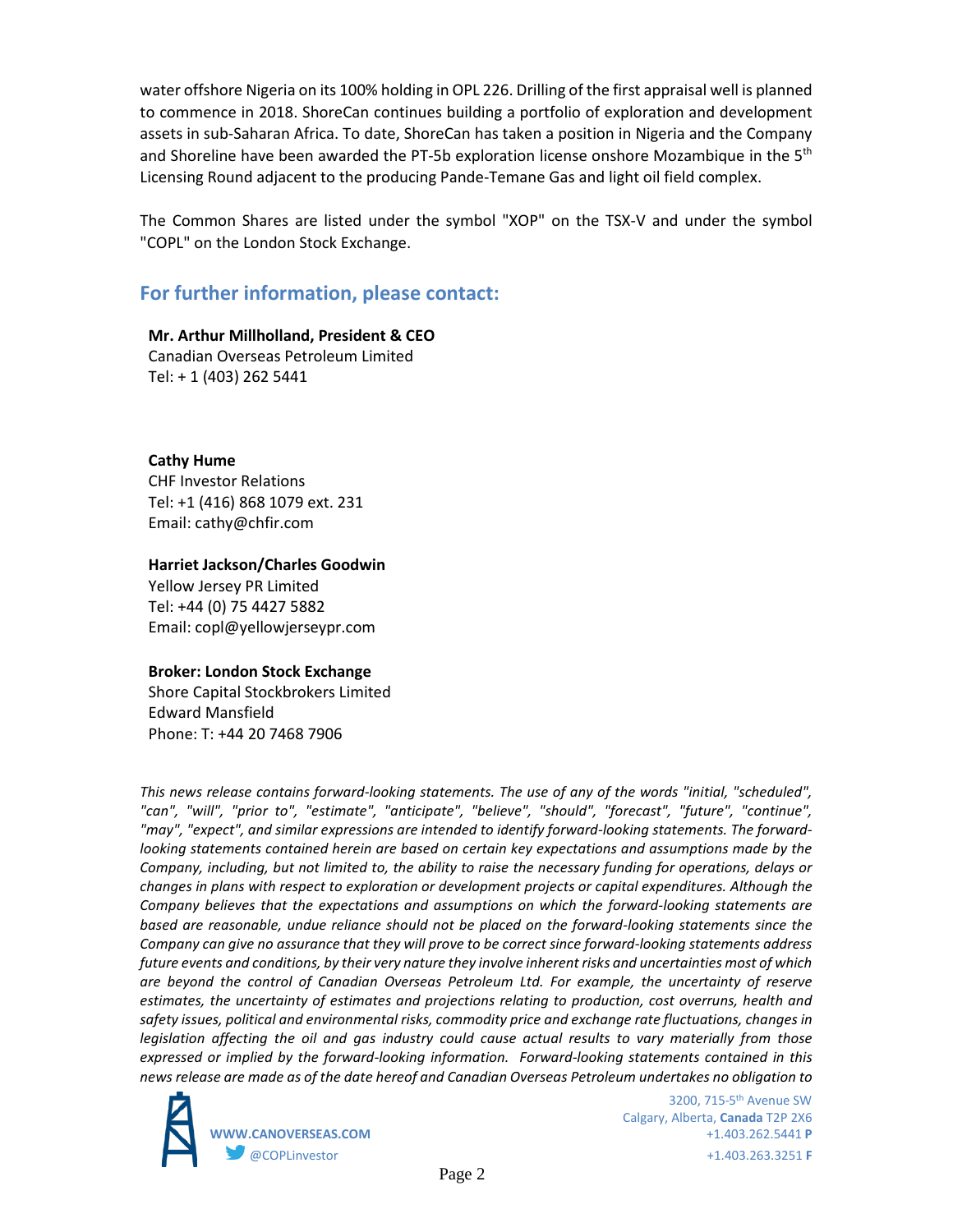water offshore Nigeria on its 100% holding in OPL 226. Drilling of the first appraisal well is planned to commence in 2018. ShoreCan continues building a portfolio of exploration and development assets in sub-Saharan Africa. To date, ShoreCan has taken a position in Nigeria and the Company and Shoreline have been awarded the PT-5b exploration license onshore Mozambique in the 5th Licensing Round adjacent to the producing Pande-Temane Gas and light oil field complex.

The Common Shares are listed under the symbol "XOP" on the TSX-V and under the symbol "COPL" on the London Stock Exchange.

## For further information, please contact:

**Mr. Arthur Millholland, President & CEO**
Canadian Overseas Petroleum Limited
Tel: + 1 (403) 262 5441

**Cathy Hume**
CHF Investor Relations
Tel: +1 (416) 868 1079 ext. 231
Email: cathy@chfir.com

**Harriet Jackson/Charles Goodwin**
Yellow Jersey PR Limited
Tel: +44 (0) 75 4427 5882
Email: copl@yellowjerseypr.com

**Broker: London Stock Exchange**
Shore Capital Stockbrokers Limited
Edward Mansfield
Phone: T: +44 20 7468 7906

*This news release contains forward-looking statements. The use of any of the words "initial, "scheduled", "can", "will", "prior to", "estimate", "anticipate", "believe", "should", "forecast", "future", "continue", "may", "expect", and similar expressions are intended to identify forward-looking statements. The forward-looking statements contained herein are based on certain key expectations and assumptions made by the Company, including, but not limited to, the ability to raise the necessary funding for operations, delays or changes in plans with respect to exploration or development projects or capital expenditures. Although the Company believes that the expectations and assumptions on which the forward-looking statements are based are reasonable, undue reliance should not be placed on the forward-looking statements since the Company can give no assurance that they will prove to be correct since forward-looking statements address future events and conditions, by their very nature they involve inherent risks and uncertainties most of which are beyond the control of Canadian Overseas Petroleum Ltd. For example, the uncertainty of reserve estimates, the uncertainty of estimates and projections relating to production, cost overruns, health and safety issues, political and environmental risks, commodity price and exchange rate fluctuations, changes in legislation affecting the oil and gas industry could cause actual results to vary materially from those expressed or implied by the forward-looking information. Forward-looking statements contained in this news release are made as of the date hereof and Canadian Overseas Petroleum undertakes no obligation to*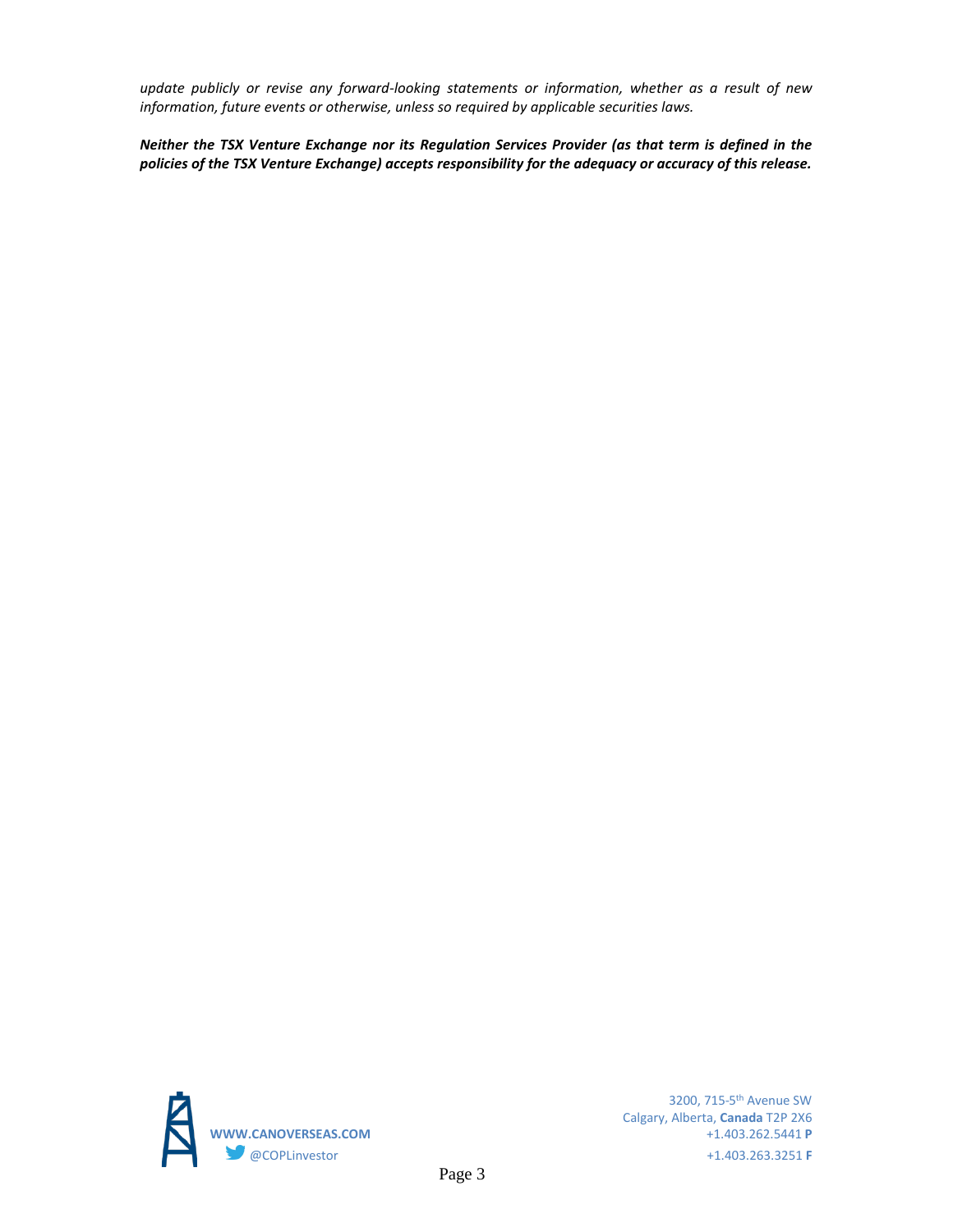*update publicly or revise any forward-looking statements or information, whether as a result of new information, future events or otherwise, unless so required by applicable securities laws.*

***Neither the TSX Venture Exchange nor its Regulation Services Provider (as that term is defined in the policies of the TSX Venture Exchange) accepts responsibility for the adequacy or accuracy of this release.***